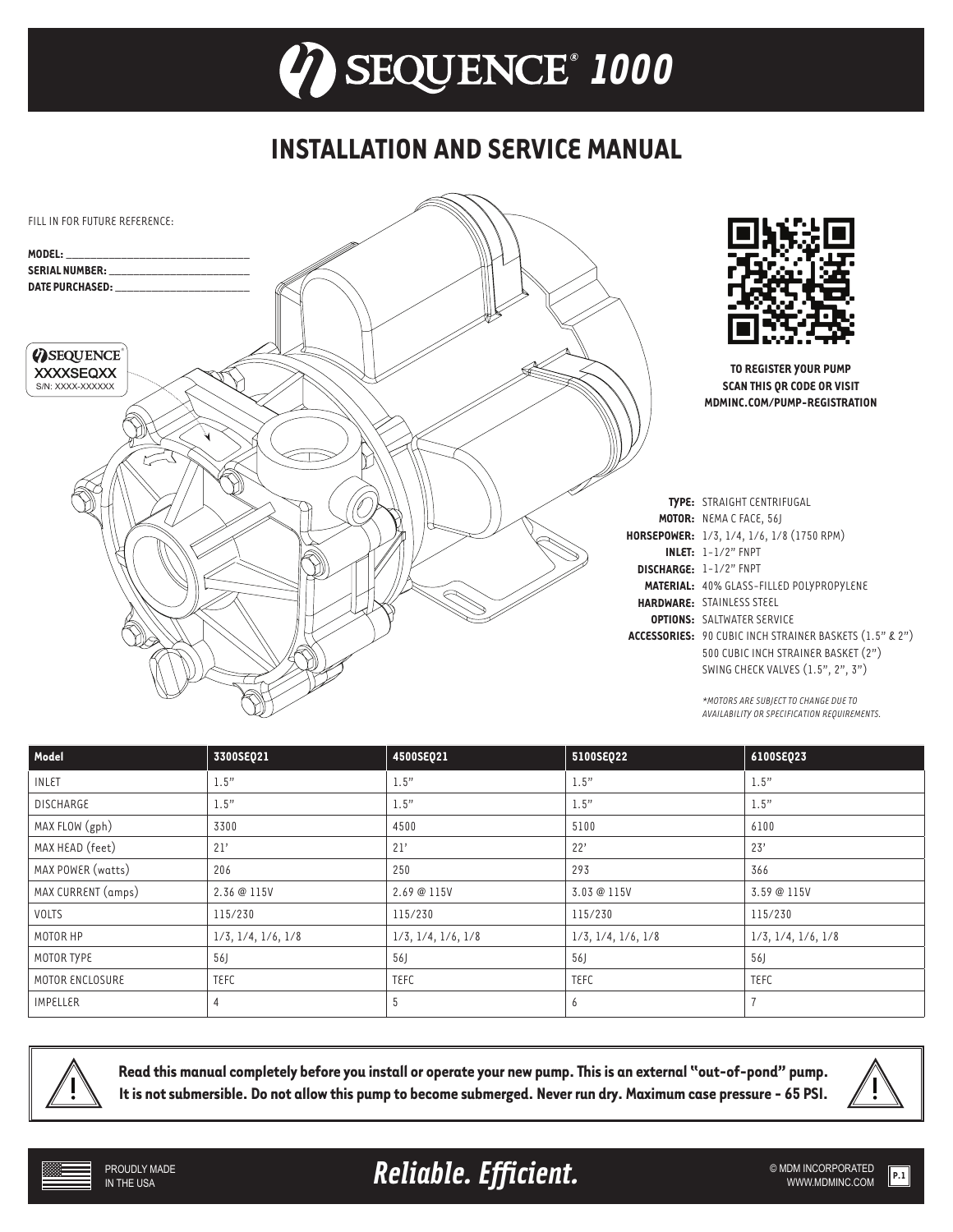# SEQUENCE® 1000

## INSTALLATION AND SERVICE MANUAL

FILL IN FOR FUTURE REFERENCE:

**MODEL:** ______________________________

**SERIAL NUMBER:** ______________________

**DATE PURCHASED:** _____________________

SEQUENCE®
XXXXSEQXX
S/N: XXXX-XXXXXX

**TO REGISTER YOUR PUMP SCAN THIS QR CODE OR VISIT MDMINC.COM/PUMP-REGISTRATION**

**TYPE:** STRAIGHT CENTRIFUGAL
**MOTOR:** NEMA C FACE, 56J
**HORSEPOWER:** 1/3, 1/4, 1/6, 1/8 (1750 RPM)
**INLET:** 1-1/2" FNPT
**DISCHARGE:** 1-1/2" FNPT
**MATERIAL:** 40% GLASS-FILLED POLYPROPYLENE
**HARDWARE:** STAINLESS STEEL
**OPTIONS:** SALTWATER SERVICE
**ACCESSORIES:** 90 CUBIC INCH STRAINER BASKETS (1.5" & 2")
500 CUBIC INCH STRAINER BASKET (2")
SWING CHECK VALVES (1.5", 2", 3")

*\*MOTORS ARE SUBJECT TO CHANGE DUE TO AVAILABILITY OR SPECIFICATION REQUIREMENTS.*

| Model | 3300SEQ21 | 4500SEQ21 | 5100SEQ22 | 6100SEQ23 |
|---|---|---|---|---|
| INLET | 1.5" | 1.5" | 1.5" | 1.5" |
| DISCHARGE | 1.5" | 1.5" | 1.5" | 1.5" |
| MAX FLOW (gph) | 3300 | 4500 | 5100 | 6100 |
| MAX HEAD (feet) | 21' | 21' | 22' | 23' |
| MAX POWER (watts) | 206 | 250 | 293 | 366 |
| MAX CURRENT (amps) | 2.36 @ 115V | 2.69 @ 115V | 3.03 @ 115V | 3.59 @ 115V |
| VOLTS | 115/230 | 115/230 | 115/230 | 115/230 |
| MOTOR HP | 1/3, 1/4, 1/6, 1/8 | 1/3, 1/4, 1/6, 1/8 | 1/3, 1/4, 1/6, 1/8 | 1/3, 1/4, 1/6, 1/8 |
| MOTOR TYPE | 56J | 56J | 56J | 56J |
| MOTOR ENCLOSURE | TEFC | TEFC | TEFC | TEFC |
| IMPELLER | 4 | 5 | 6 | 7 |

**Read this manual completely before you install or operate your new pump. This is an external "out-of-pond" pump. It is not submersible. Do not allow this pump to become submerged. Never run dry. Maximum case pressure - 65 PSI.**

PROUDLY MADE IN THE USA

***Reliable. Efficient.***

© MDM INCORPORATED
WWW.MDMINC.COM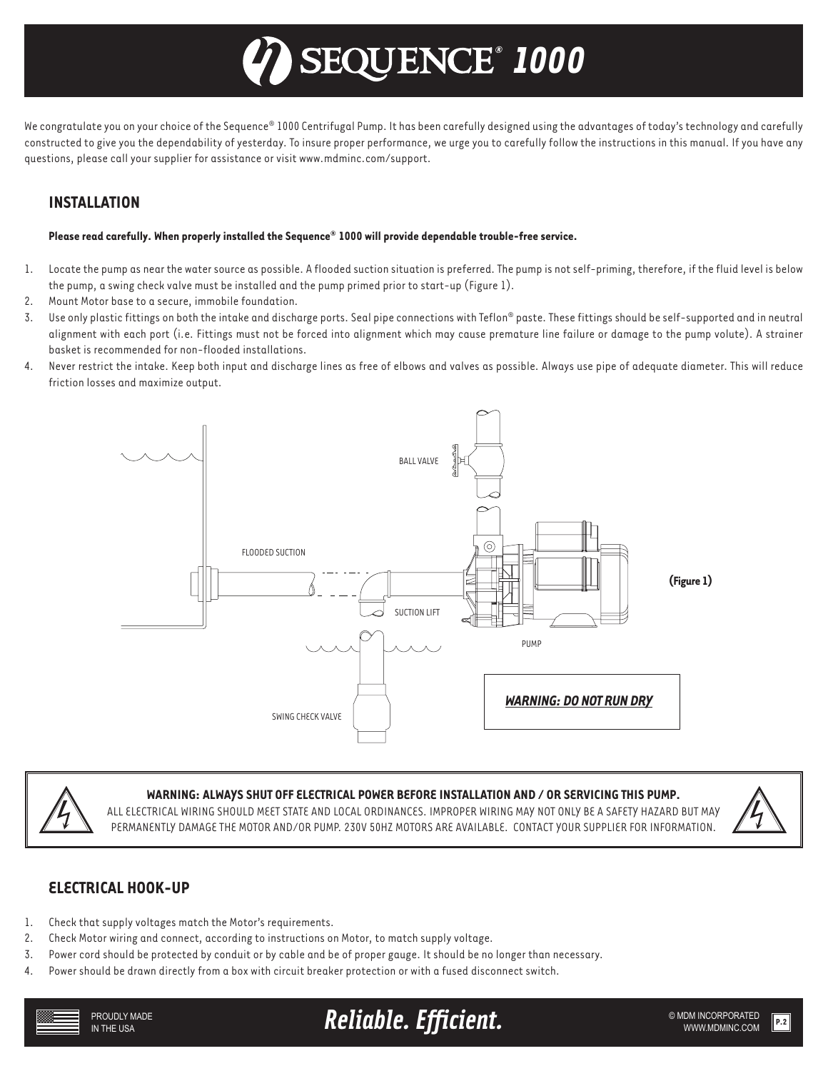# SEQUENCE® 1000

We congratulate you on your choice of the Sequence® 1000 Centrifugal Pump. It has been carefully designed using the advantages of today's technology and carefully constructed to give you the dependability of yesterday. To insure proper performance, we urge you to carefully follow the instructions in this manual. If you have any questions, please call your supplier for assistance or visit www.mdminc.com/support.

## INSTALLATION

**Please read carefully. When properly installed the Sequence® 1000 will provide dependable trouble-free service.**

1. Locate the pump as near the water source as possible. A flooded suction situation is preferred. The pump is not self-priming, therefore, if the fluid level is below the pump, a swing check valve must be installed and the pump primed prior to start-up (Figure 1).
2. Mount Motor base to a secure, immobile foundation.
3. Use only plastic fittings on both the intake and discharge ports. Seal pipe connections with Teflon® paste. These fittings should be self-supported and in neutral alignment with each port (i.e. Fittings must not be forced into alignment which may cause premature line failure or damage to the pump volute). A strainer basket is recommended for non-flooded installations.
4. Never restrict the intake. Keep both input and discharge lines as free of elbows and valves as possible. Always use pipe of adequate diameter. This will reduce friction losses and maximize output.

BALL VALVE

FLOODED SUCTION

SUCTION LIFT

PUMP

SWING CHECK VALVE

**(Figure 1)**

***WARNING: DO NOT RUN DRY***

**WARNING: ALWAYS SHUT OFF ELECTRICAL POWER BEFORE INSTALLATION AND / OR SERVICING THIS PUMP.**
ALL ELECTRICAL WIRING SHOULD MEET STATE AND LOCAL ORDINANCES. IMPROPER WIRING MAY NOT ONLY BE A SAFETY HAZARD BUT MAY PERMANENTLY DAMAGE THE MOTOR AND/OR PUMP. 230V 50HZ MOTORS ARE AVAILABLE. CONTACT YOUR SUPPLIER FOR INFORMATION.

## ELECTRICAL HOOK-UP

1. Check that supply voltages match the Motor's requirements.
2. Check Motor wiring and connect, according to instructions on Motor, to match supply voltage.
3. Power cord should be protected by conduit or by cable and be of proper gauge. It should be no longer than necessary.
4. Power should be drawn directly from a box with circuit breaker protection or with a fused disconnect switch.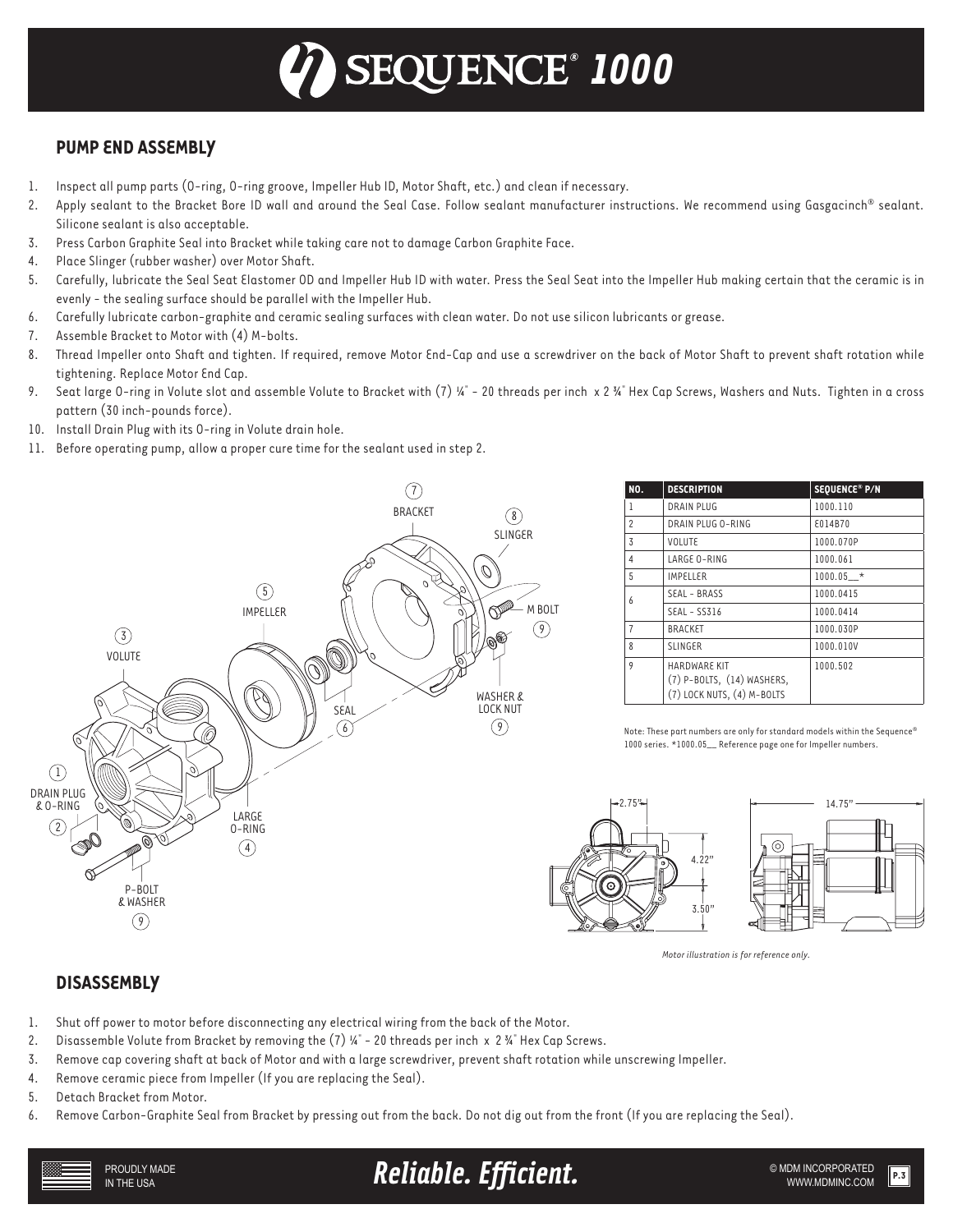# SEQUENCE® 1000

## PUMP END ASSEMBLY

1. Inspect all pump parts (O-ring, O-ring groove, Impeller Hub ID, Motor Shaft, etc.) and clean if necessary.
2. Apply sealant to the Bracket Bore ID wall and around the Seal Case. Follow sealant manufacturer instructions. We recommend using Gasgacinch® sealant. Silicone sealant is also acceptable.
3. Press Carbon Graphite Seal into Bracket while taking care not to damage Carbon Graphite Face.
4. Place Slinger (rubber washer) over Motor Shaft.
5. Carefully, lubricate the Seal Seat Elastomer OD and Impeller Hub ID with water. Press the Seal Seat into the Impeller Hub making certain that the ceramic is in evenly - the sealing surface should be parallel with the Impeller Hub.
6. Carefully lubricate carbon-graphite and ceramic sealing surfaces with clean water. Do not use silicon lubricants or grease.
7. Assemble Bracket to Motor with (4) M-bolts.
8. Thread Impeller onto Shaft and tighten. If required, remove Motor End-Cap and use a screwdriver on the back of Motor Shaft to prevent shaft rotation while tightening. Replace Motor End Cap.
9. Seat large O-ring in Volute slot and assemble Volute to Bracket with (7) ¼" - 20 threads per inch x 2 ¾" Hex Cap Screws, Washers and Nuts. Tighten in a cross pattern (30 inch-pounds force).
10. Install Drain Plug with its O-ring in Volute drain hole.
11. Before operating pump, allow a proper cure time for the sealant used in step 2.

| NO. | DESCRIPTION | SEQUENCE® P/N |
|---|---|---|
| 1 | DRAIN PLUG | 1000.110 |
| 2 | DRAIN PLUG O-RING | E014B70 |
| 3 | VOLUTE | 1000.070P |
| 4 | LARGE O-RING | 1000.061 |
| 5 | IMPELLER | 1000.05__* |
| 6 | SEAL - BRASS | 1000.0415 |
| | SEAL - SS316 | 1000.0414 |
| 7 | BRACKET | 1000.030P |
| 8 | SLINGER | 1000.010V |
| 9 | HARDWARE KIT (7) P-BOLTS, (14) WASHERS, (7) LOCK NUTS, (4) M-BOLTS | 1000.502 |

Note: These part numbers are only for standard models within the Sequence® 1000 series. *1000.05__ Reference page one for Impeller numbers.

*Motor illustration is for reference only.*

## DISASSEMBLY

1. Shut off power to motor before disconnecting any electrical wiring from the back of the Motor.
2. Disassemble Volute from Bracket by removing the (7) ¼" - 20 threads per inch x 2 ¾" Hex Cap Screws.
3. Remove cap covering shaft at back of Motor and with a large screwdriver, prevent shaft rotation while unscrewing Impeller.
4. Remove ceramic piece from Impeller (If you are replacing the Seal).
5. Detach Bracket from Motor.
6. Remove Carbon-Graphite Seal from Bracket by pressing out from the back. Do not dig out from the front (If you are replacing the Seal).

PROUDLY MADE IN THE USA

***Reliable. Efficient.***

© MDM INCORPORATED WWW.MDMINC.COM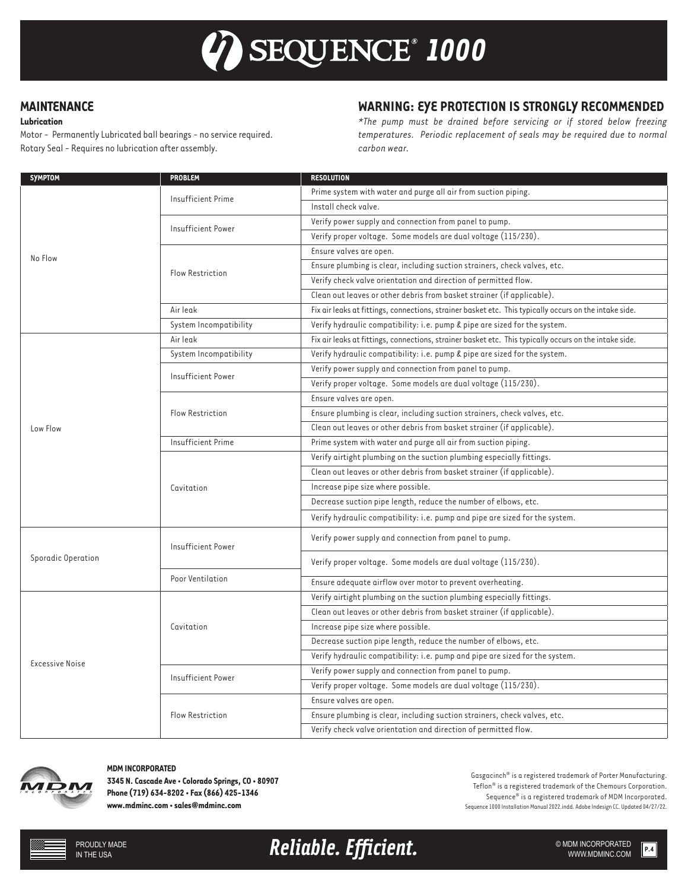# SEQUENCE® 1000

## MAINTENANCE

**Lubrication**

Motor - Permanently Lubricated ball bearings - no service required.
Rotary Seal - Requires no lubrication after assembly.

## WARNING: EYE PROTECTION IS STRONGLY RECOMMENDED

*\*The pump must be drained before servicing or if stored below freezing temperatures. Periodic replacement of seals may be required due to normal carbon wear.*

| SYMPTOM | PROBLEM | RESOLUTION |
|---|---|---|
| No Flow | Insufficient Prime | Prime system with water and purge all air from suction piping. |
| | | Install check valve. |
| | Insufficient Power | Verify power supply and connection from panel to pump. |
| | | Verify proper voltage. Some models are dual voltage (115/230). |
| | Flow Restriction | Ensure valves are open. |
| | | Ensure plumbing is clear, including suction strainers, check valves, etc. |
| | | Verify check valve orientation and direction of permitted flow. |
| | | Clean out leaves or other debris from basket strainer (if applicable). |
| | Air leak | Fix air leaks at fittings, connections, strainer basket etc. This typically occurs on the intake side. |
| | System Incompatibility | Verify hydraulic compatibility: i.e. pump & pipe are sized for the system. |
| Low Flow | Air leak | Fix air leaks at fittings, connections, strainer basket etc. This typically occurs on the intake side. |
| | System Incompatibility | Verify hydraulic compatibility: i.e. pump & pipe are sized for the system. |
| | Insufficient Power | Verify power supply and connection from panel to pump. |
| | | Verify proper voltage. Some models are dual voltage (115/230). |
| | Flow Restriction | Ensure valves are open. |
| | | Ensure plumbing is clear, including suction strainers, check valves, etc. |
| | | Clean out leaves or other debris from basket strainer (if applicable). |
| | Insufficient Prime | Prime system with water and purge all air from suction piping. |
| | Cavitation | Verify airtight plumbing on the suction plumbing especially fittings. |
| | | Clean out leaves or other debris from basket strainer (if applicable). |
| | | Increase pipe size where possible. |
| | | Decrease suction pipe length, reduce the number of elbows, etc. |
| | | Verify hydraulic compatibility: i.e. pump and pipe are sized for the system. |
| Sporadic Operation | Insufficient Power | Verify power supply and connection from panel to pump. |
| | | Verify proper voltage. Some models are dual voltage (115/230). |
| | Poor Ventilation | Ensure adequate airflow over motor to prevent overheating. |
| Excessive Noise | Cavitation | Verify airtight plumbing on the suction plumbing especially fittings. |
| | | Clean out leaves or other debris from basket strainer (if applicable). |
| | | Increase pipe size where possible. |
| | | Decrease suction pipe length, reduce the number of elbows, etc. |
| | | Verify hydraulic compatibility: i.e. pump and pipe are sized for the system. |
| | Insufficient Power | Verify power supply and connection from panel to pump. |
| | | Verify proper voltage. Some models are dual voltage (115/230). |
| | Flow Restriction | Ensure valves are open. |
| | | Ensure plumbing is clear, including suction strainers, check valves, etc. |
| | | Verify check valve orientation and direction of permitted flow. |

**MDM INCORPORATED**
**3345 N. Cascade Ave • Colorado Springs, CO • 80907**
**Phone (719) 634-8202 • Fax (866) 425-1346**
**www.mdminc.com • sales@mdminc.com**

Gasgacinch® is a registered trademark of Porter Manufacturing.
Teflon® is a registered trademark of the Chemours Corporation.
Sequence® is a registered trademark of MDM Incorporated.
Sequence 1000 Installation Manual 2022.indd. Adobe Indesign CC. Updated 04/27/22.

PROUDLY MADE IN THE USA

***Reliable. Efficient.***

© MDM INCORPORATED
WWW.MDMINC.COM